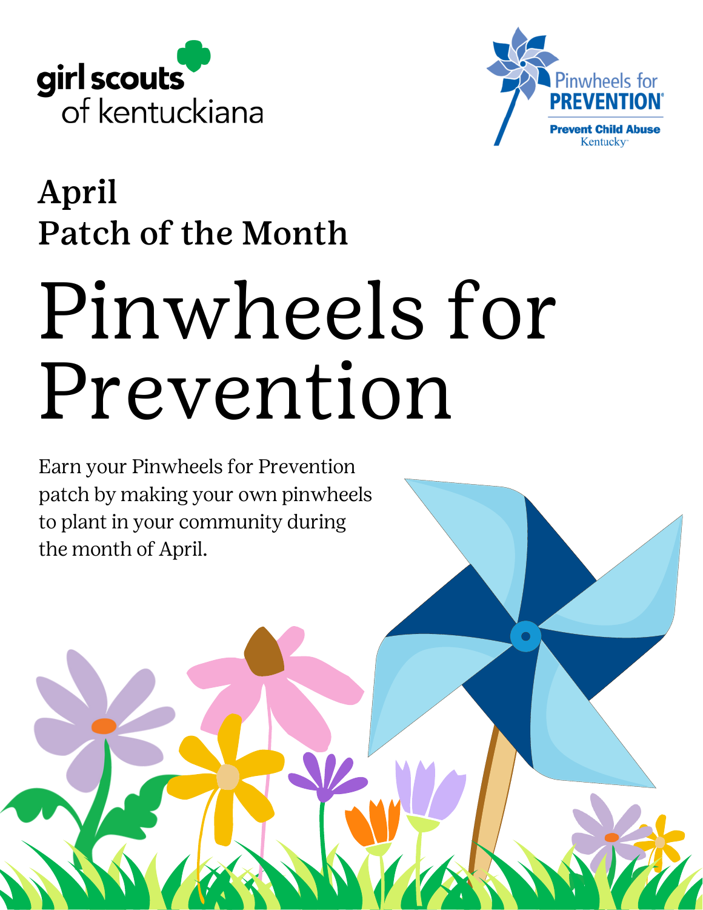girl scouts of kentuckiana

Pinwheels for PREVENTION

Prevent Child Abuse Kentucky

## April
## Patch of the Month

# Pinwheels for Prevention

Earn your Pinwheels for Prevention patch by making your own pinwheels to plant in your community during the month of April.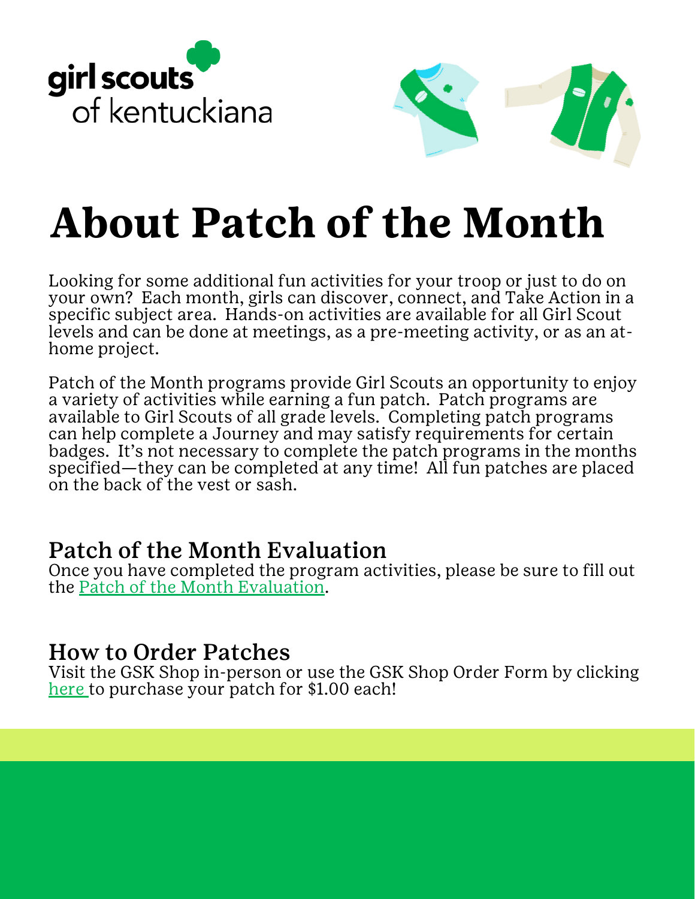# About Patch of the Month

Looking for some additional fun activities for your troop or just to do on your own? Each month, girls can discover, connect, and Take Action in a specific subject area. Hands-on activities are available for all Girl Scout levels and can be done at meetings, as a pre-meeting activity, or as an at-home project.

Patch of the Month programs provide Girl Scouts an opportunity to enjoy a variety of activities while earning a fun patch. Patch programs are available to Girl Scouts of all grade levels. Completing patch programs can help complete a Journey and may satisfy requirements for certain badges. It's not necessary to complete the patch programs in the months specified—they can be completed at any time! All fun patches are placed on the back of the vest or sash.

## Patch of the Month Evaluation

Once you have completed the program activities, please be sure to fill out the Patch of the Month Evaluation.

## How to Order Patches

Visit the GSK Shop in-person or use the GSK Shop Order Form by clicking here to purchase your patch for $1.00 each!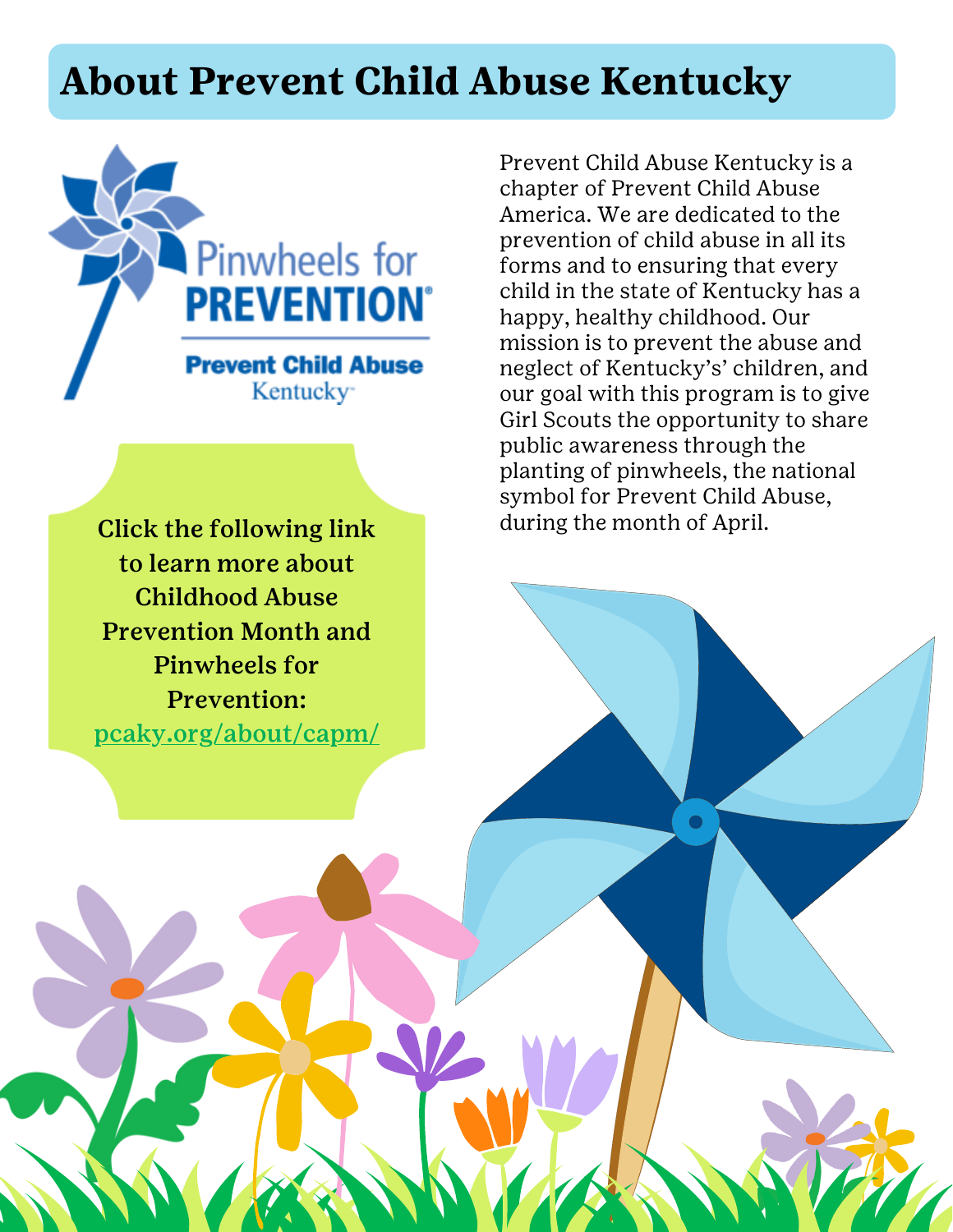# About Prevent Child Abuse Kentucky

Prevent Child Abuse Kentucky is a chapter of Prevent Child Abuse America. We are dedicated to the prevention of child abuse in all its forms and to ensuring that every child in the state of Kentucky has a happy, healthy childhood. Our mission is to prevent the abuse and neglect of Kentucky's' children, and our goal with this program is to give Girl Scouts the opportunity to share public awareness through the planting of pinwheels, the national symbol for Prevent Child Abuse, during the month of April.

**Click the following link to learn more about Childhood Abuse Prevention Month and Pinwheels for Prevention:**
**pcaky.org/about/capm/**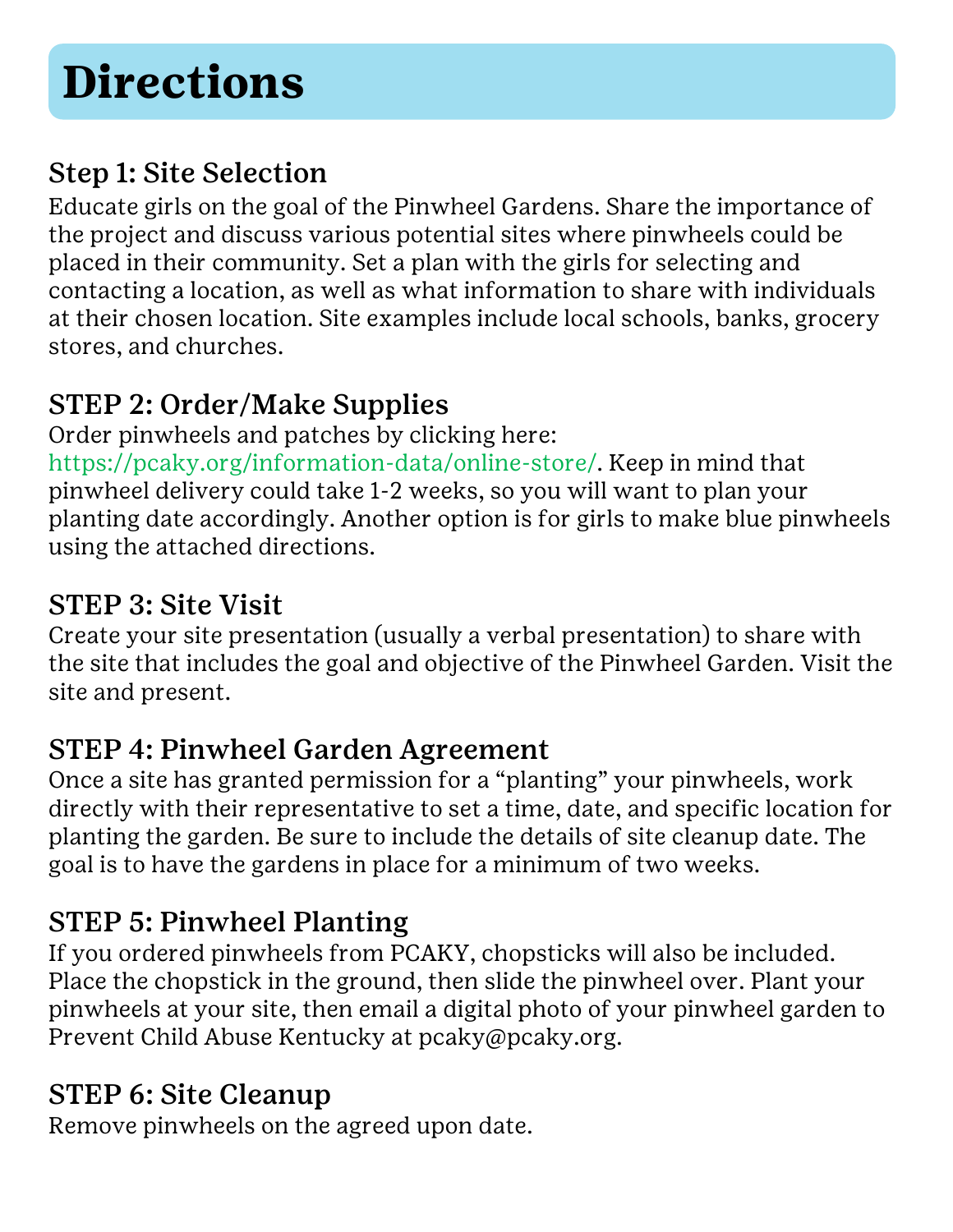# Directions

## Step 1: Site Selection

Educate girls on the goal of the Pinwheel Gardens. Share the importance of the project and discuss various potential sites where pinwheels could be placed in their community. Set a plan with the girls for selecting and contacting a location, as well as what information to share with individuals at their chosen location. Site examples include local schools, banks, grocery stores, and churches.

## STEP 2: Order/Make Supplies

Order pinwheels and patches by clicking here: https://pcaky.org/information-data/online-store/. Keep in mind that pinwheel delivery could take 1-2 weeks, so you will want to plan your planting date accordingly. Another option is for girls to make blue pinwheels using the attached directions.

## STEP 3: Site Visit

Create your site presentation (usually a verbal presentation) to share with the site that includes the goal and objective of the Pinwheel Garden. Visit the site and present.

## STEP 4: Pinwheel Garden Agreement

Once a site has granted permission for a "planting" your pinwheels, work directly with their representative to set a time, date, and specific location for planting the garden. Be sure to include the details of site cleanup date. The goal is to have the gardens in place for a minimum of two weeks.

## STEP 5: Pinwheel Planting

If you ordered pinwheels from PCAKY, chopsticks will also be included. Place the chopstick in the ground, then slide the pinwheel over. Plant your pinwheels at your site, then email a digital photo of your pinwheel garden to Prevent Child Abuse Kentucky at pcaky@pcaky.org.

## STEP 6: Site Cleanup

Remove pinwheels on the agreed upon date.